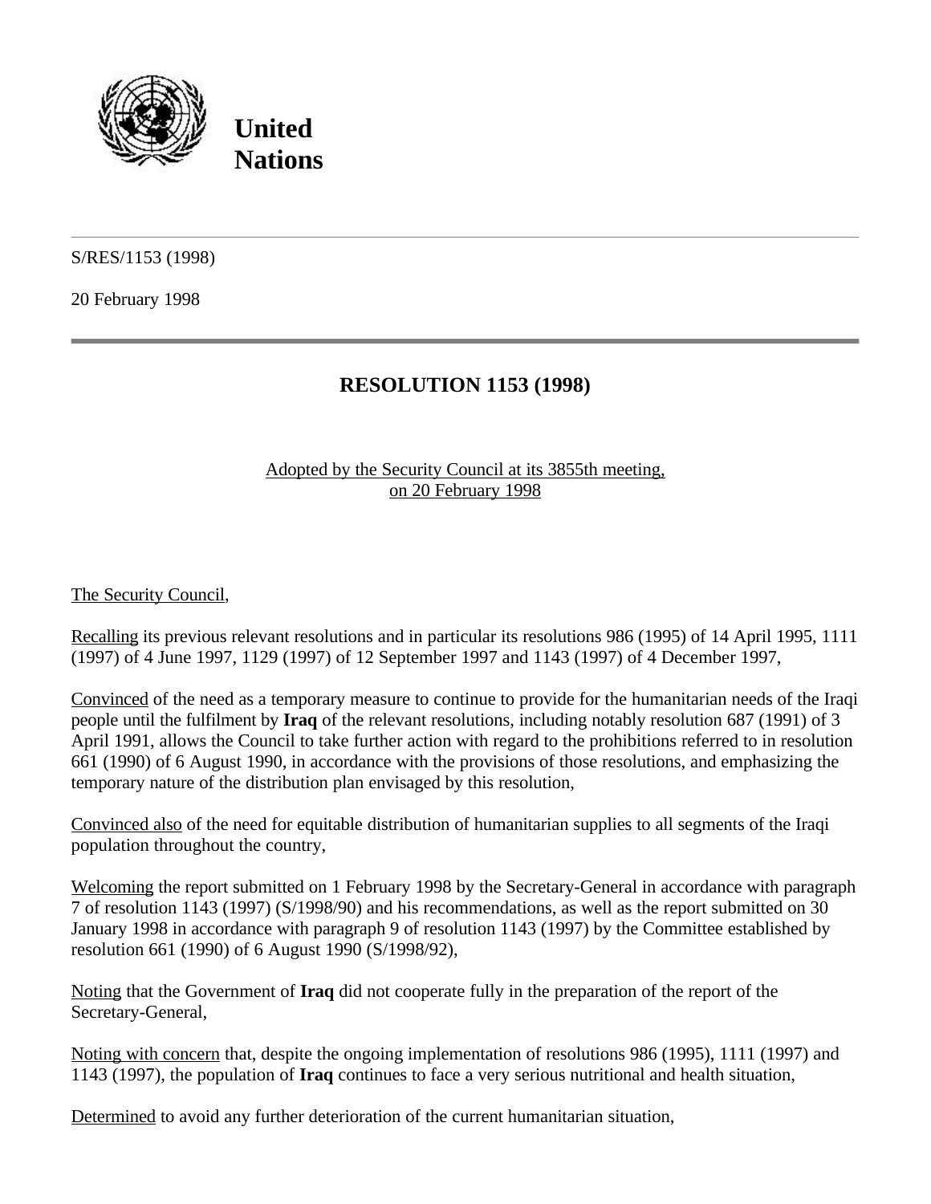**United Nations**

---

S/RES/1153 (1998)

20 February 1998

---

# RESOLUTION 1153 (1998)

Adopted by the Security Council at its 3855th meeting, on 20 February 1998

The Security Council,

Recalling its previous relevant resolutions and in particular its resolutions 986 (1995) of 14 April 1995, 1111 (1997) of 4 June 1997, 1129 (1997) of 12 September 1997 and 1143 (1997) of 4 December 1997,

Convinced of the need as a temporary measure to continue to provide for the humanitarian needs of the Iraqi people until the fulfilment by **Iraq** of the relevant resolutions, including notably resolution 687 (1991) of 3 April 1991, allows the Council to take further action with regard to the prohibitions referred to in resolution 661 (1990) of 6 August 1990, in accordance with the provisions of those resolutions, and emphasizing the temporary nature of the distribution plan envisaged by this resolution,

Convinced also of the need for equitable distribution of humanitarian supplies to all segments of the Iraqi population throughout the country,

Welcoming the report submitted on 1 February 1998 by the Secretary-General in accordance with paragraph 7 of resolution 1143 (1997) (S/1998/90) and his recommendations, as well as the report submitted on 30 January 1998 in accordance with paragraph 9 of resolution 1143 (1997) by the Committee established by resolution 661 (1990) of 6 August 1990 (S/1998/92),

Noting that the Government of **Iraq** did not cooperate fully in the preparation of the report of the Secretary-General,

Noting with concern that, despite the ongoing implementation of resolutions 986 (1995), 1111 (1997) and 1143 (1997), the population of **Iraq** continues to face a very serious nutritional and health situation,

Determined to avoid any further deterioration of the current humanitarian situation,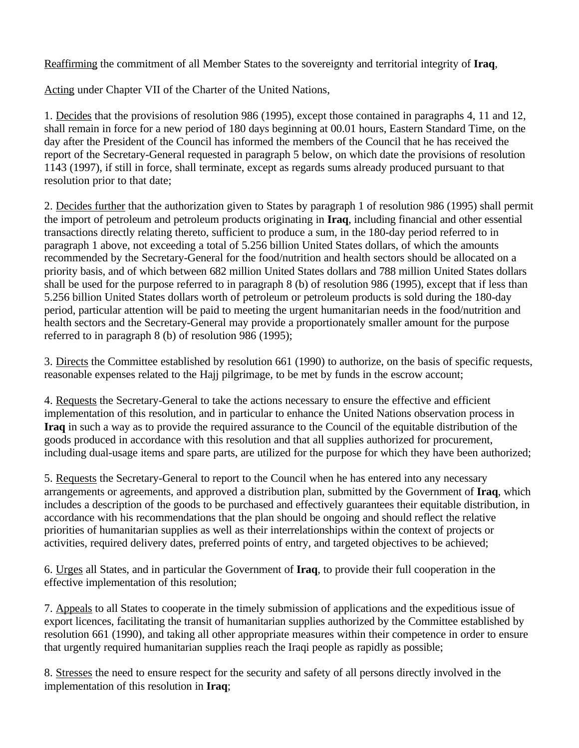Reaffirming the commitment of all Member States to the sovereignty and territorial integrity of **Iraq**,

Acting under Chapter VII of the Charter of the United Nations,

1. Decides that the provisions of resolution 986 (1995), except those contained in paragraphs 4, 11 and 12, shall remain in force for a new period of 180 days beginning at 00.01 hours, Eastern Standard Time, on the day after the President of the Council has informed the members of the Council that he has received the report of the Secretary-General requested in paragraph 5 below, on which date the provisions of resolution 1143 (1997), if still in force, shall terminate, except as regards sums already produced pursuant to that resolution prior to that date;

2. Decides further that the authorization given to States by paragraph 1 of resolution 986 (1995) shall permit the import of petroleum and petroleum products originating in **Iraq**, including financial and other essential transactions directly relating thereto, sufficient to produce a sum, in the 180-day period referred to in paragraph 1 above, not exceeding a total of 5.256 billion United States dollars, of which the amounts recommended by the Secretary-General for the food/nutrition and health sectors should be allocated on a priority basis, and of which between 682 million United States dollars and 788 million United States dollars shall be used for the purpose referred to in paragraph 8 (b) of resolution 986 (1995), except that if less than 5.256 billion United States dollars worth of petroleum or petroleum products is sold during the 180-day period, particular attention will be paid to meeting the urgent humanitarian needs in the food/nutrition and health sectors and the Secretary-General may provide a proportionately smaller amount for the purpose referred to in paragraph 8 (b) of resolution 986 (1995);

3. Directs the Committee established by resolution 661 (1990) to authorize, on the basis of specific requests, reasonable expenses related to the Hajj pilgrimage, to be met by funds in the escrow account;

4. Requests the Secretary-General to take the actions necessary to ensure the effective and efficient implementation of this resolution, and in particular to enhance the United Nations observation process in **Iraq** in such a way as to provide the required assurance to the Council of the equitable distribution of the goods produced in accordance with this resolution and that all supplies authorized for procurement, including dual-usage items and spare parts, are utilized for the purpose for which they have been authorized;

5. Requests the Secretary-General to report to the Council when he has entered into any necessary arrangements or agreements, and approved a distribution plan, submitted by the Government of **Iraq**, which includes a description of the goods to be purchased and effectively guarantees their equitable distribution, in accordance with his recommendations that the plan should be ongoing and should reflect the relative priorities of humanitarian supplies as well as their interrelationships within the context of projects or activities, required delivery dates, preferred points of entry, and targeted objectives to be achieved;

6. Urges all States, and in particular the Government of **Iraq**, to provide their full cooperation in the effective implementation of this resolution;

7. Appeals to all States to cooperate in the timely submission of applications and the expeditious issue of export licences, facilitating the transit of humanitarian supplies authorized by the Committee established by resolution 661 (1990), and taking all other appropriate measures within their competence in order to ensure that urgently required humanitarian supplies reach the Iraqi people as rapidly as possible;

8. Stresses the need to ensure respect for the security and safety of all persons directly involved in the implementation of this resolution in **Iraq**;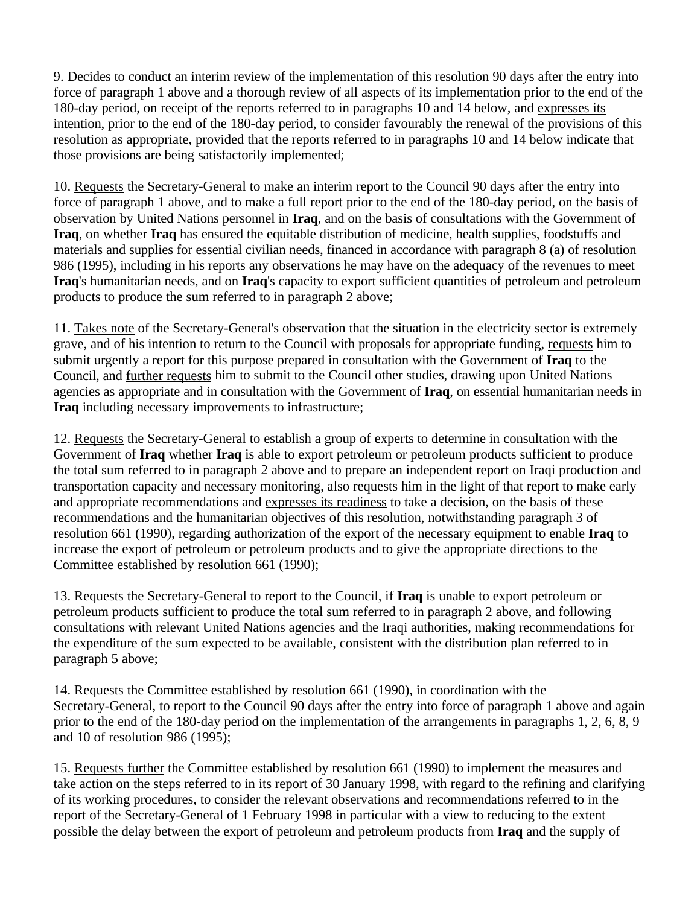9. Decides to conduct an interim review of the implementation of this resolution 90 days after the entry into force of paragraph 1 above and a thorough review of all aspects of its implementation prior to the end of the 180-day period, on receipt of the reports referred to in paragraphs 10 and 14 below, and expresses its intention, prior to the end of the 180-day period, to consider favourably the renewal of the provisions of this resolution as appropriate, provided that the reports referred to in paragraphs 10 and 14 below indicate that those provisions are being satisfactorily implemented;

10. Requests the Secretary-General to make an interim report to the Council 90 days after the entry into force of paragraph 1 above, and to make a full report prior to the end of the 180-day period, on the basis of observation by United Nations personnel in **Iraq**, and on the basis of consultations with the Government of **Iraq**, on whether **Iraq** has ensured the equitable distribution of medicine, health supplies, foodstuffs and materials and supplies for essential civilian needs, financed in accordance with paragraph 8 (a) of resolution 986 (1995), including in his reports any observations he may have on the adequacy of the revenues to meet **Iraq**'s humanitarian needs, and on **Iraq**'s capacity to export sufficient quantities of petroleum and petroleum products to produce the sum referred to in paragraph 2 above;

11. Takes note of the Secretary-General's observation that the situation in the electricity sector is extremely grave, and of his intention to return to the Council with proposals for appropriate funding, requests him to submit urgently a report for this purpose prepared in consultation with the Government of **Iraq** to the Council, and further requests him to submit to the Council other studies, drawing upon United Nations agencies as appropriate and in consultation with the Government of **Iraq**, on essential humanitarian needs in **Iraq** including necessary improvements to infrastructure;

12. Requests the Secretary-General to establish a group of experts to determine in consultation with the Government of **Iraq** whether **Iraq** is able to export petroleum or petroleum products sufficient to produce the total sum referred to in paragraph 2 above and to prepare an independent report on Iraqi production and transportation capacity and necessary monitoring, also requests him in the light of that report to make early and appropriate recommendations and expresses its readiness to take a decision, on the basis of these recommendations and the humanitarian objectives of this resolution, notwithstanding paragraph 3 of resolution 661 (1990), regarding authorization of the export of the necessary equipment to enable **Iraq** to increase the export of petroleum or petroleum products and to give the appropriate directions to the Committee established by resolution 661 (1990);

13. Requests the Secretary-General to report to the Council, if **Iraq** is unable to export petroleum or petroleum products sufficient to produce the total sum referred to in paragraph 2 above, and following consultations with relevant United Nations agencies and the Iraqi authorities, making recommendations for the expenditure of the sum expected to be available, consistent with the distribution plan referred to in paragraph 5 above;

14. Requests the Committee established by resolution 661 (1990), in coordination with the Secretary-General, to report to the Council 90 days after the entry into force of paragraph 1 above and again prior to the end of the 180-day period on the implementation of the arrangements in paragraphs 1, 2, 6, 8, 9 and 10 of resolution 986 (1995);

15. Requests further the Committee established by resolution 661 (1990) to implement the measures and take action on the steps referred to in its report of 30 January 1998, with regard to the refining and clarifying of its working procedures, to consider the relevant observations and recommendations referred to in the report of the Secretary-General of 1 February 1998 in particular with a view to reducing to the extent possible the delay between the export of petroleum and petroleum products from **Iraq** and the supply of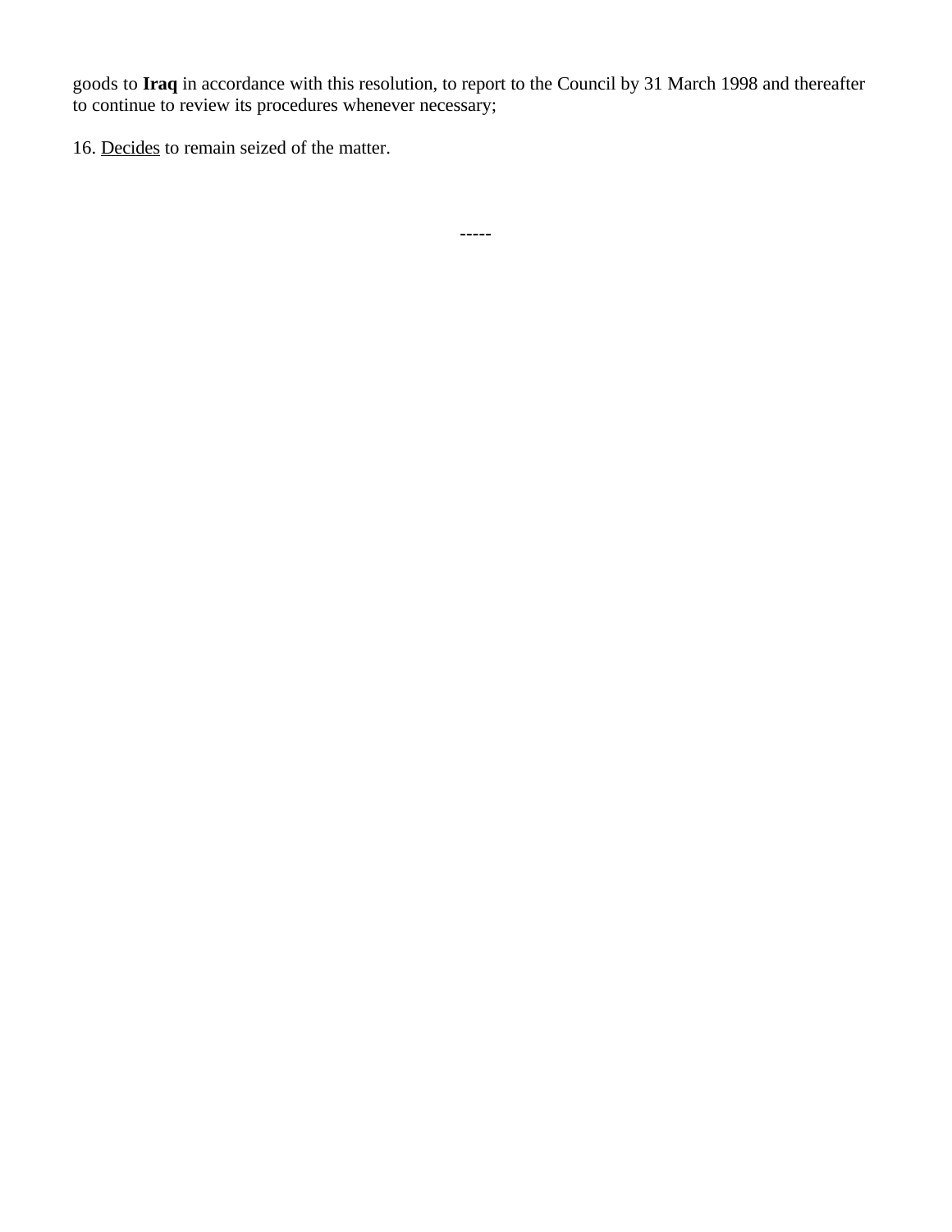goods to **Iraq** in accordance with this resolution, to report to the Council by 31 March 1998 and thereafter to continue to review its procedures whenever necessary;

16. Decides to remain seized of the matter.

-----